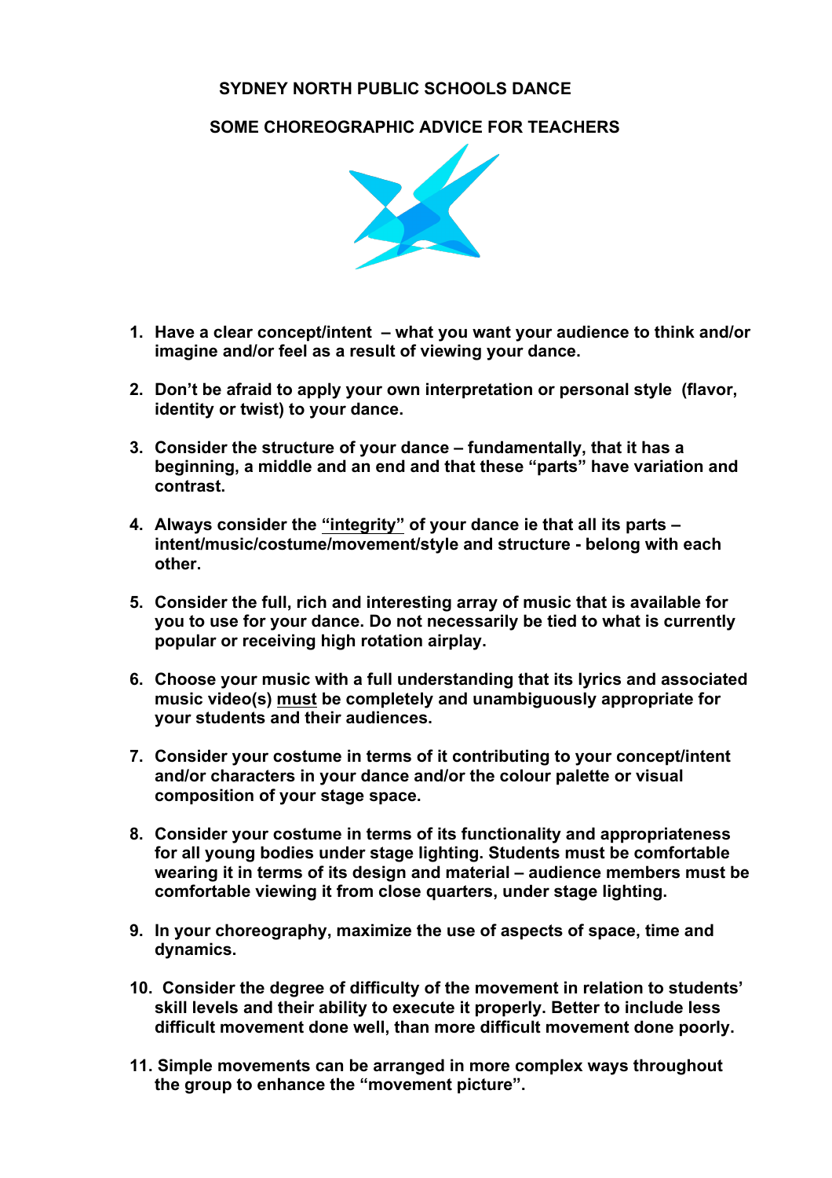# SYDNEY NORTH PUBLIC SCHOOLS DANCE

## SOME CHOREOGRAPHIC ADVICE FOR TEACHERS

1. **Have a clear concept/intent – what you want your audience to think and/or imagine and/or feel as a result of viewing your dance.**

2. **Don't be afraid to apply your own interpretation or personal style (flavor, identity or twist) to your dance.**

3. **Consider the structure of your dance – fundamentally, that it has a beginning, a middle and an end and that these "parts" have variation and contrast.**

4. **Always consider the "integrity" of your dance ie that all its parts – intent/music/costume/movement/style and structure - belong with each other.**

5. **Consider the full, rich and interesting array of music that is available for you to use for your dance. Do not necessarily be tied to what is currently popular or receiving high rotation airplay.**

6. **Choose your music with a full understanding that its lyrics and associated music video(s) must be completely and unambiguously appropriate for your students and their audiences.**

7. **Consider your costume in terms of it contributing to your concept/intent and/or characters in your dance and/or the colour palette or visual composition of your stage space.**

8. **Consider your costume in terms of its functionality and appropriateness for all young bodies under stage lighting. Students must be comfortable wearing it in terms of its design and material – audience members must be comfortable viewing it from close quarters, under stage lighting.**

9. **In your choreography, maximize the use of aspects of space, time and dynamics.**

10. **Consider the degree of difficulty of the movement in relation to students' skill levels and their ability to execute it properly. Better to include less difficult movement done well, than more difficult movement done poorly.**

11. **Simple movements can be arranged in more complex ways throughout the group to enhance the "movement picture".**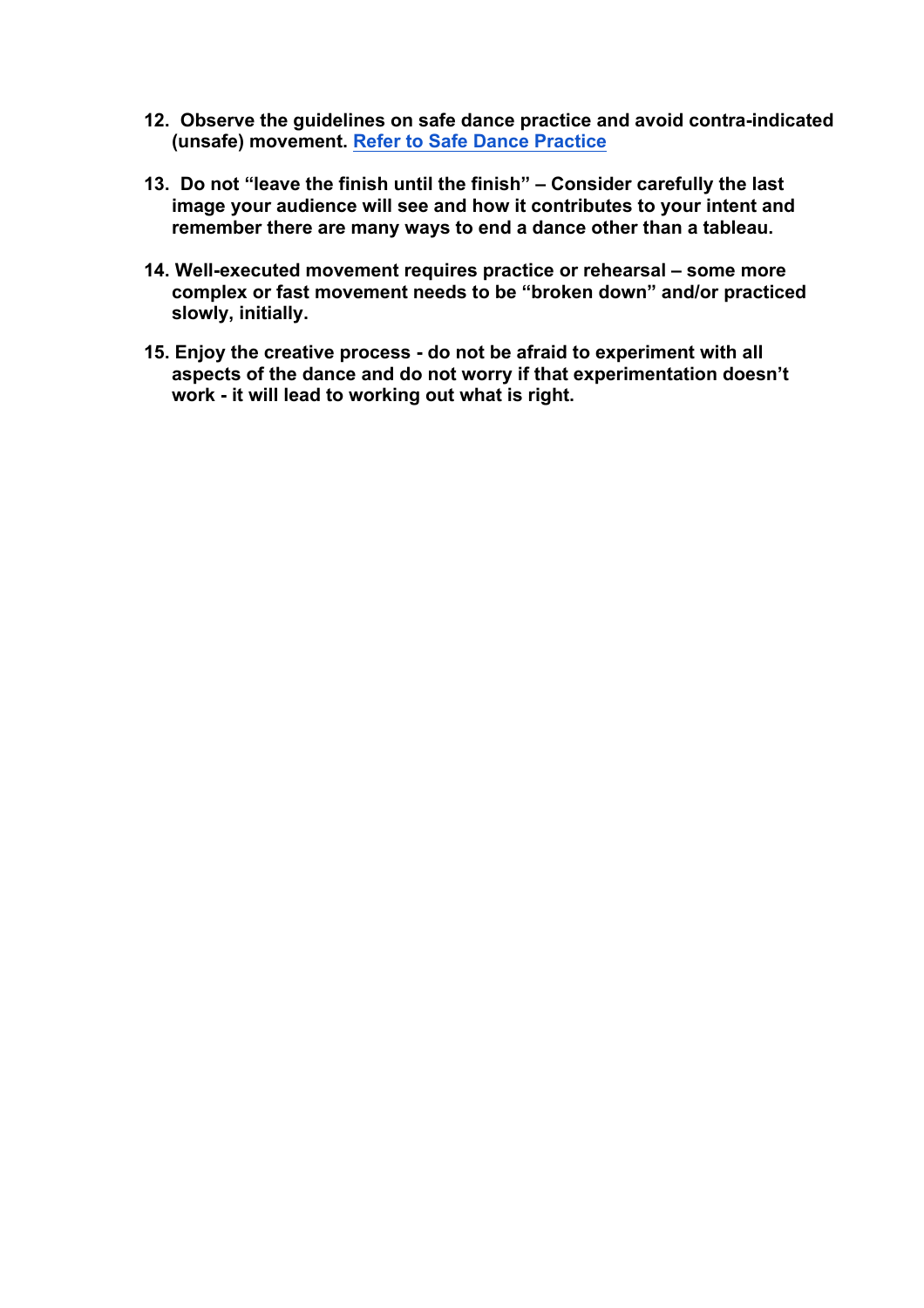12. **Observe the guidelines on safe dance practice and avoid contra-indicated (unsafe) movement. Refer to Safe Dance Practice**

13. **Do not "leave the finish until the finish" – Consider carefully the last image your audience will see and how it contributes to your intent and remember there are many ways to end a dance other than a tableau.**

14. **Well-executed movement requires practice or rehearsal – some more complex or fast movement needs to be "broken down" and/or practiced slowly, initially.**

15. **Enjoy the creative process - do not be afraid to experiment with all aspects of the dance and do not worry if that experimentation doesn't work - it will lead to working out what is right.**